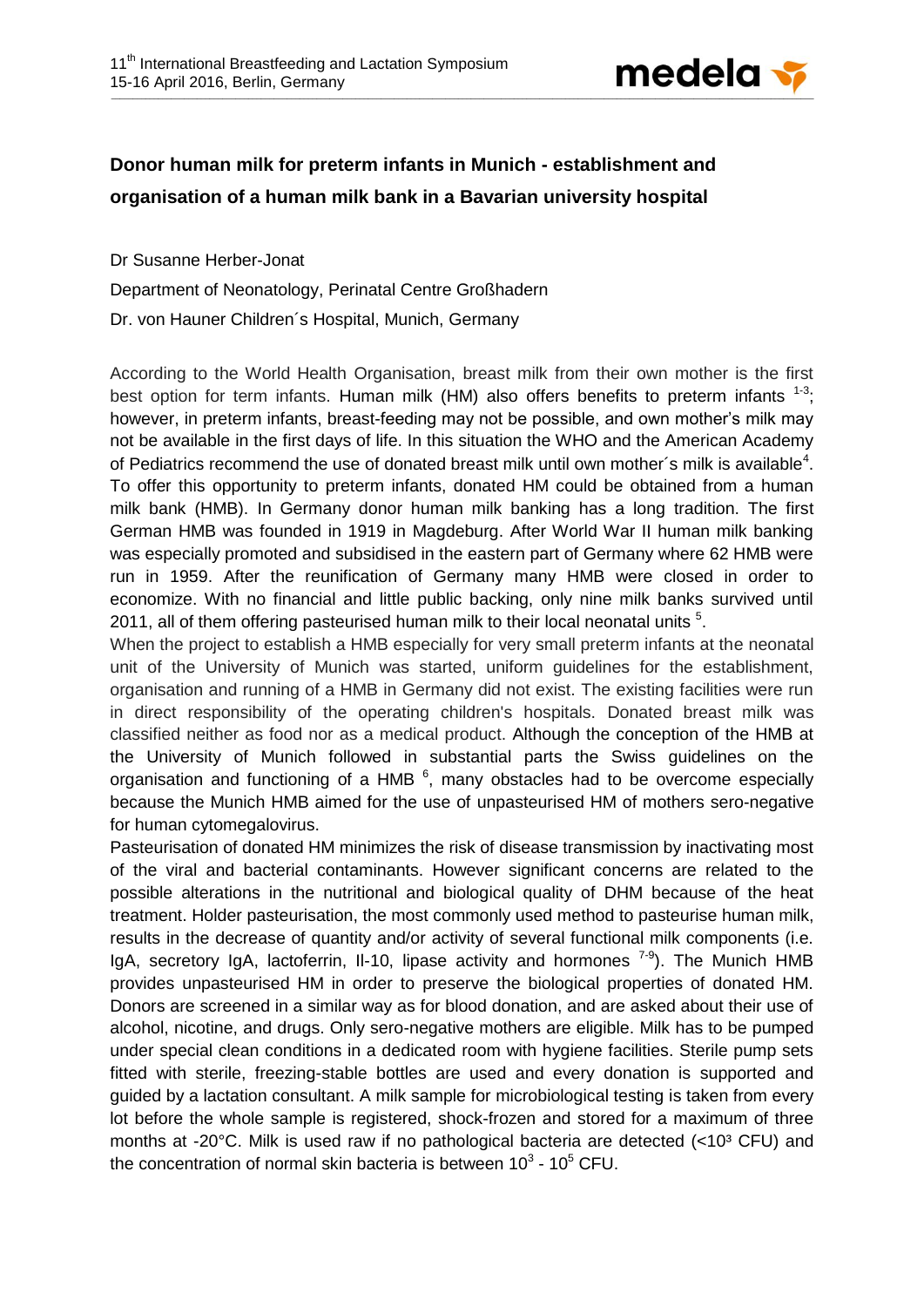# Donor human milk for preterm infants in Munich - establishment and organisation of a human milk bank in a Bavarian university hospital

Dr Susanne Herber-Jonat

Department of Neonatology, Perinatal Centre Großhadern

Dr. von Hauner Children´s Hospital, Munich, Germany

According to the World Health Organisation, breast milk from their own mother is the first best option for term infants. Human milk (HM) also offers benefits to preterm infants [1-3]; however, in preterm infants, breast-feeding may not be possible, and own mother's milk may not be available in the first days of life. In this situation the WHO and the American Academy of Pediatrics recommend the use of donated breast milk until own mother´s milk is available[4]. To offer this opportunity to preterm infants, donated HM could be obtained from a human milk bank (HMB). In Germany donor human milk banking has a long tradition. The first German HMB was founded in 1919 in Magdeburg. After World War II human milk banking was especially promoted and subsidised in the eastern part of Germany where 62 HMB were run in 1959. After the reunification of Germany many HMB were closed in order to economize. With no financial and little public backing, only nine milk banks survived until 2011, all of them offering pasteurised human milk to their local neonatal units [5].

When the project to establish a HMB especially for very small preterm infants at the neonatal unit of the University of Munich was started, uniform guidelines for the establishment, organisation and running of a HMB in Germany did not exist. The existing facilities were run in direct responsibility of the operating children's hospitals. Donated breast milk was classified neither as food nor as a medical product. Although the conception of the HMB at the University of Munich followed in substantial parts the Swiss guidelines on the organisation and functioning of a HMB [6], many obstacles had to be overcome especially because the Munich HMB aimed for the use of unpasteurised HM of mothers sero-negative for human cytomegalovirus.

Pasteurisation of donated HM minimizes the risk of disease transmission by inactivating most of the viral and bacterial contaminants. However significant concerns are related to the possible alterations in the nutritional and biological quality of DHM because of the heat treatment. Holder pasteurisation, the most commonly used method to pasteurise human milk, results in the decrease of quantity and/or activity of several functional milk components (i.e. IgA, secretory IgA, lactoferrin, Il-10, lipase activity and hormones [7-9]). The Munich HMB provides unpasteurised HM in order to preserve the biological properties of donated HM. Donors are screened in a similar way as for blood donation, and are asked about their use of alcohol, nicotine, and drugs. Only sero-negative mothers are eligible. Milk has to be pumped under special clean conditions in a dedicated room with hygiene facilities. Sterile pump sets fitted with sterile, freezing-stable bottles are used and every donation is supported and guided by a lactation consultant. A milk sample for microbiological testing is taken from every lot before the whole sample is registered, shock-frozen and stored for a maximum of three months at -20°C. Milk is used raw if no pathological bacteria are detected ($<10^3$ CFU) and the concentration of normal skin bacteria is between $10^3$ - $10^5$ CFU.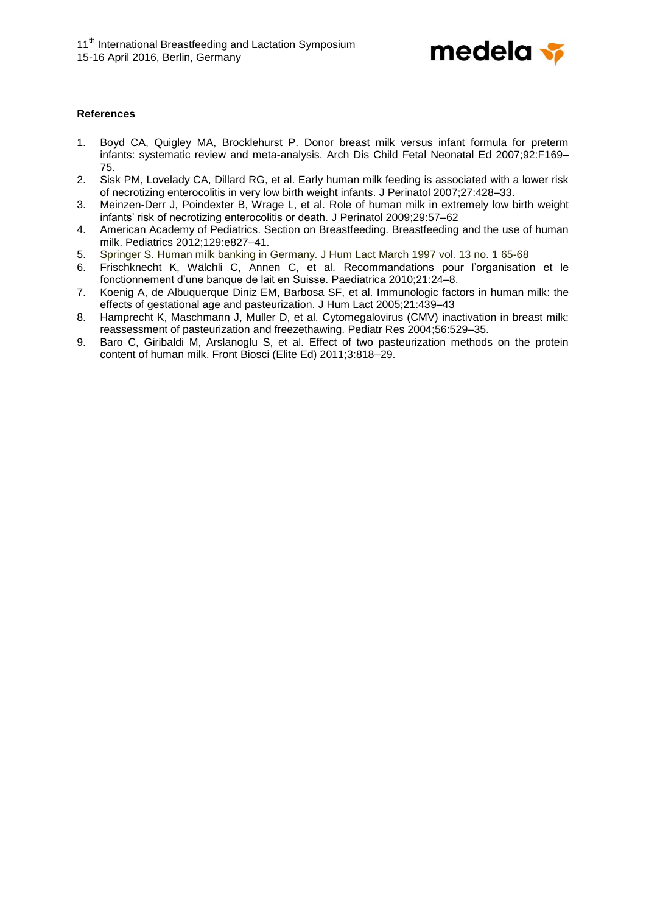**References**

1. Boyd CA, Quigley MA, Brocklehurst P. Donor breast milk versus infant formula for preterm infants: systematic review and meta-analysis. Arch Dis Child Fetal Neonatal Ed 2007;92:F169–75.
2. Sisk PM, Lovelady CA, Dillard RG, et al. Early human milk feeding is associated with a lower risk of necrotizing enterocolitis in very low birth weight infants. J Perinatol 2007;27:428–33.
3. Meinzen-Derr J, Poindexter B, Wrage L, et al. Role of human milk in extremely low birth weight infants' risk of necrotizing enterocolitis or death. J Perinatol 2009;29:57–62
4. American Academy of Pediatrics. Section on Breastfeeding. Breastfeeding and the use of human milk. Pediatrics 2012;129:e827–41.
5. Springer S. Human milk banking in Germany. J Hum Lact March 1997 vol. 13 no. 1 65-68
6. Frischknecht K, Wälchli C, Annen C, et al. Recommandations pour l'organisation et le fonctionnement d'une banque de lait en Suisse. Paediatrica 2010;21:24–8.
7. Koenig A, de Albuquerque Diniz EM, Barbosa SF, et al. Immunologic factors in human milk: the effects of gestational age and pasteurization. J Hum Lact 2005;21:439–43
8. Hamprecht K, Maschmann J, Muller D, et al. Cytomegalovirus (CMV) inactivation in breast milk: reassessment of pasteurization and freezethawing. Pediatr Res 2004;56:529–35.
9. Baro C, Giribaldi M, Arslanoglu S, et al. Effect of two pasteurization methods on the protein content of human milk. Front Biosci (Elite Ed) 2011;3:818–29.